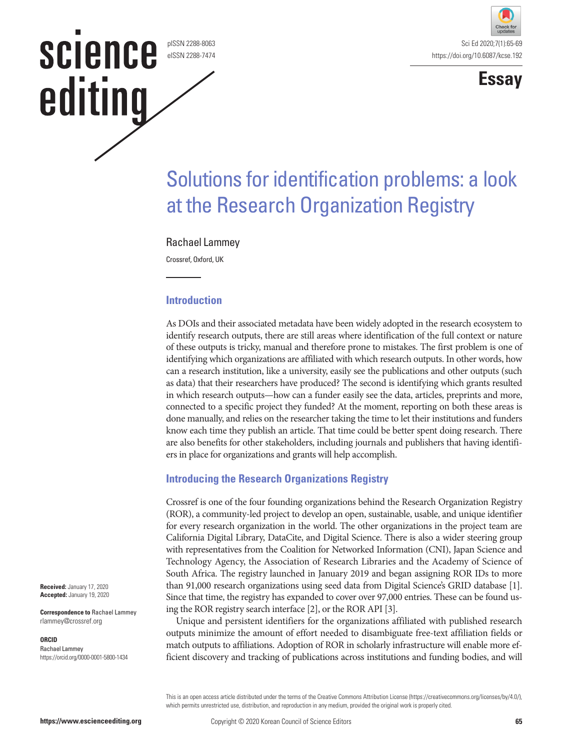Essay

# Solutions for identification problems: a look at the Research Organization Registry

Rachael Lammey

Crossref, Oxford, UK

## Introduction

As DOIs and their associated metadata have been widely adopted in the research ecosystem to identify research outputs, there are still areas where identification of the full context or nature of these outputs is tricky, manual and therefore prone to mistakes. The first problem is one of identifying which organizations are affiliated with which research outputs. In other words, how can a research institution, like a university, easily see the publications and other outputs (such as data) that their researchers have produced? The second is identifying which grants resulted in which research outputs—how can a funder easily see the data, articles, preprints and more, connected to a specific project they funded? At the moment, reporting on both these areas is done manually, and relies on the researcher taking the time to let their institutions and funders know each time they publish an article. That time could be better spent doing research. There are also benefits for other stakeholders, including journals and publishers that having identifiers in place for organizations and grants will help accomplish.

## Introducing the Research Organizations Registry

Crossref is one of the four founding organizations behind the Research Organization Registry (ROR), a community-led project to develop an open, sustainable, usable, and unique identifier for every research organization in the world. The other organizations in the project team are California Digital Library, DataCite, and Digital Science. There is also a wider steering group with representatives from the Coalition for Networked Information (CNI), Japan Science and Technology Agency, the Association of Research Libraries and the Academy of Science of South Africa. The registry launched in January 2019 and began assigning ROR IDs to more than 91,000 research organizations using seed data from Digital Science's GRID database [1]. Since that time, the registry has expanded to cover over 97,000 entries. These can be found using the ROR registry search interface [2], or the ROR API [3].

Unique and persistent identifiers for the organizations affiliated with published research outputs minimize the amount of effort needed to disambiguate free-text affiliation fields or match outputs to affiliations. Adoption of ROR in scholarly infrastructure will enable more efficient discovery and tracking of publications across institutions and funding bodies, and will

**Received:** January 17, 2020
**Accepted:** January 19, 2020

**Correspondence to** Rachael Lammey
rlammey@crossref.org

**ORCID**
Rachael Lammey
https://orcid.org/0000-0001-5800-1434

This is an open access article distributed under the terms of the Creative Commons Attribution License (https://creativecommons.org/licenses/by/4.0/), which permits unrestricted use, distribution, and reproduction in any medium, provided the original work is properly cited.

Copyright © 2020 Korean Council of Science Editors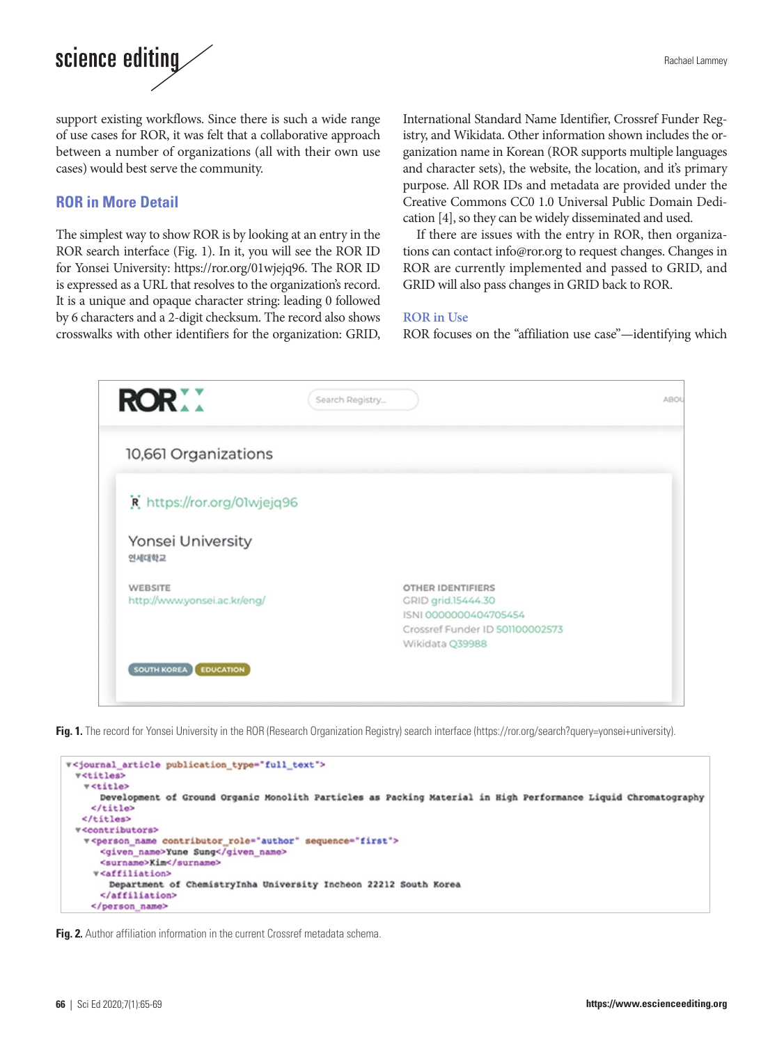support existing workflows. Since there is such a wide range of use cases for ROR, it was felt that a collaborative approach between a number of organizations (all with their own use cases) would best serve the community.

## ROR in More Detail

The simplest way to show ROR is by looking at an entry in the ROR search interface (Fig. 1). In it, you will see the ROR ID for Yonsei University: https://ror.org/01wjejq96. The ROR ID is expressed as a URL that resolves to the organization's record. It is a unique and opaque character string: leading 0 followed by 6 characters and a 2-digit checksum. The record also shows crosswalks with other identifiers for the organization: GRID, International Standard Name Identifier, Crossref Funder Registry, and Wikidata. Other information shown includes the organization name in Korean (ROR supports multiple languages and character sets), the website, the location, and it's primary purpose. All ROR IDs and metadata are provided under the Creative Commons CC0 1.0 Universal Public Domain Dedication [4], so they can be widely disseminated and used.

If there are issues with the entry in ROR, then organizations can contact info@ror.org to request changes. Changes in ROR are currently implemented and passed to GRID, and GRID will also pass changes in GRID back to ROR.

### ROR in Use

ROR focuses on the "affiliation use case"—identifying which

**Fig. 1.** The record for Yonsei University in the ROR (Research Organization Registry) search interface (https://ror.org/search?query=yonsei+university).

```
▾<journal_article publication_type="full_text">
  ▾<titles>
    ▾<title>
        Development of Ground Organic Monolith Particles as Packing Material in High Performance Liquid Chromatography
     </title>
   </titles>
  ▾<contributors>
    ▾<person_name contributor_role="author" sequence="first">
       <given_name>Yune Sung</given_name>
       <surname>Kim</surname>
      ▾<affiliation>
         Department of ChemistryInha University Incheon 22212 South Korea
       </affiliation>
     </person_name>
```

**Fig. 2.** Author affiliation information in the current Crossref metadata schema.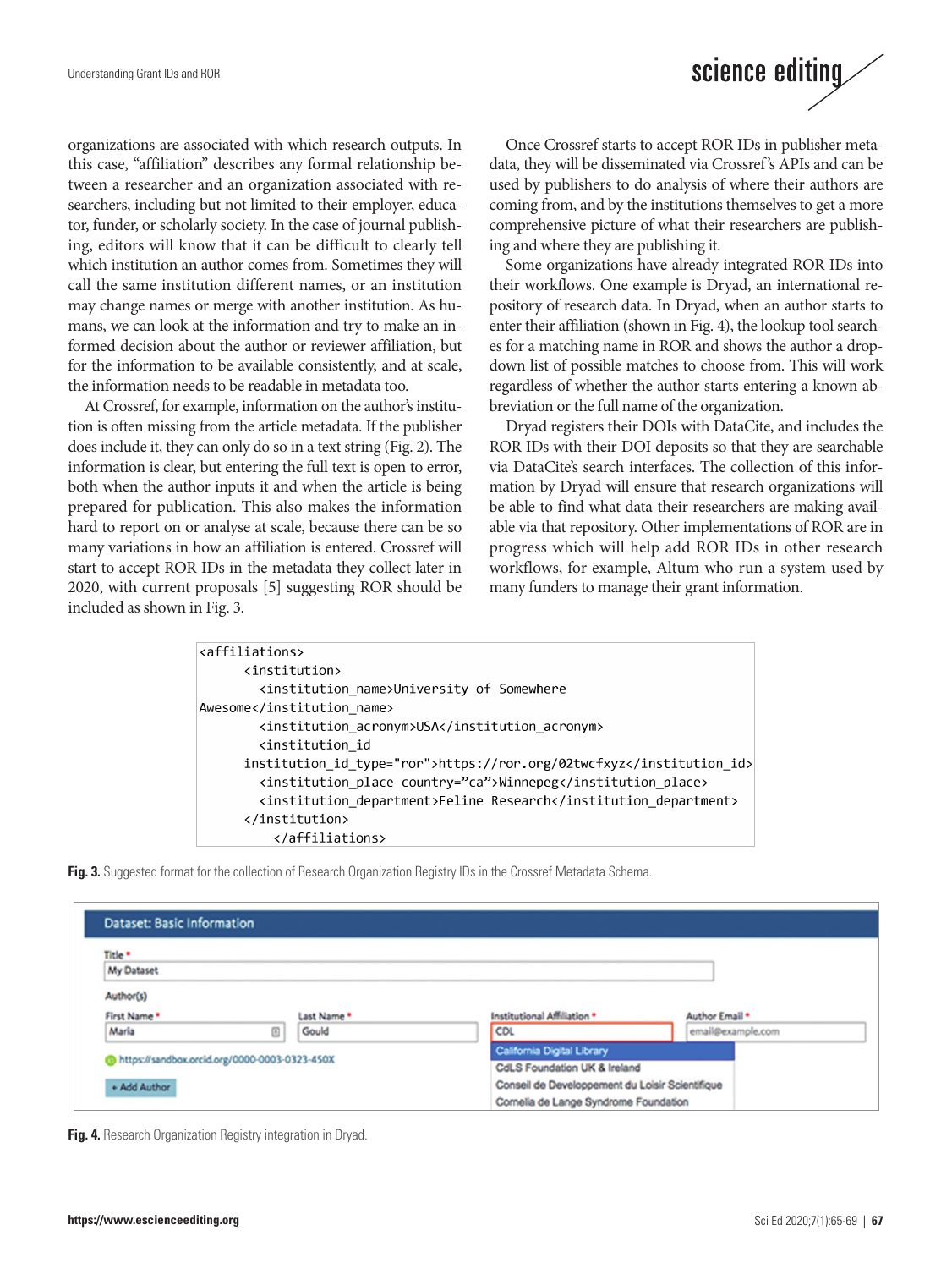organizations are associated with which research outputs. In this case, "affiliation" describes any formal relationship between a researcher and an organization associated with researchers, including but not limited to their employer, educator, funder, or scholarly society. In the case of journal publishing, editors will know that it can be difficult to clearly tell which institution an author comes from. Sometimes they will call the same institution different names, or an institution may change names or merge with another institution. As humans, we can look at the information and try to make an informed decision about the author or reviewer affiliation, but for the information to be available consistently, and at scale, the information needs to be readable in metadata too.

At Crossref, for example, information on the author's institution is often missing from the article metadata. If the publisher does include it, they can only do so in a text string (Fig. 2). The information is clear, but entering the full text is open to error, both when the author inputs it and when the article is being prepared for publication. This also makes the information hard to report on or analyse at scale, because there can be so many variations in how an affiliation is entered. Crossref will start to accept ROR IDs in the metadata they collect later in 2020, with current proposals [5] suggesting ROR should be included as shown in Fig. 3.

Once Crossref starts to accept ROR IDs in publisher metadata, they will be disseminated via Crossref's APIs and can be used by publishers to do analysis of where their authors are coming from, and by the institutions themselves to get a more comprehensive picture of what their researchers are publishing and where they are publishing it.

Some organizations have already integrated ROR IDs into their workflows. One example is Dryad, an international repository of research data. In Dryad, when an author starts to enter their affiliation (shown in Fig. 4), the lookup tool searches for a matching name in ROR and shows the author a drop-down list of possible matches to choose from. This will work regardless of whether the author starts entering a known abbreviation or the full name of the organization.

Dryad registers their DOIs with DataCite, and includes the ROR IDs with their DOI deposits so that they are searchable via DataCite's search interfaces. The collection of this information by Dryad will ensure that research organizations will be able to find what data their researchers are making available via that repository. Other implementations of ROR are in progress which will help add ROR IDs in other research workflows, for example, Altum who run a system used by many funders to manage their grant information.

```
<affiliations>
      <institution>
        <institution_name>University of Somewhere
Awesome</institution_name>
        <institution_acronym>USA</institution_acronym>
        <institution_id
      institution_id_type="ror">https://ror.org/02twcfxyz</institution_id>
        <institution_place country=”ca”>Winnepeg</institution_place>
        <institution_department>Feline Research</institution_department>
      </institution>
          </affiliations>
```

**Fig. 3.** Suggested format for the collection of Research Organization Registry IDs in the Crossref Metadata Schema.

**Fig. 4.** Research Organization Registry integration in Dryad.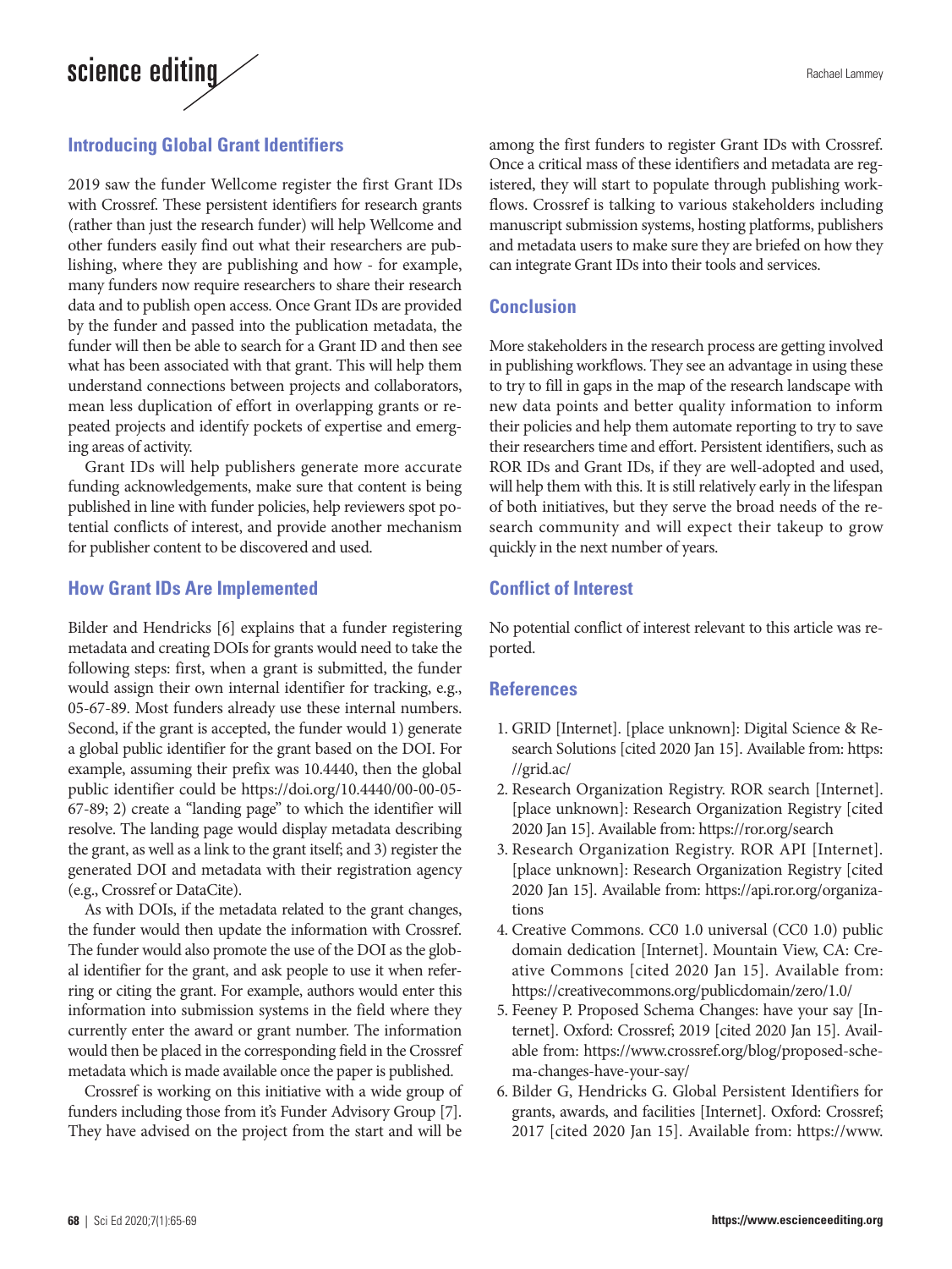## Introducing Global Grant Identifiers

2019 saw the funder Wellcome register the first Grant IDs with Crossref. These persistent identifiers for research grants (rather than just the research funder) will help Wellcome and other funders easily find out what their researchers are publishing, where they are publishing and how - for example, many funders now require researchers to share their research data and to publish open access. Once Grant IDs are provided by the funder and passed into the publication metadata, the funder will then be able to search for a Grant ID and then see what has been associated with that grant. This will help them understand connections between projects and collaborators, mean less duplication of effort in overlapping grants or repeated projects and identify pockets of expertise and emerging areas of activity.

Grant IDs will help publishers generate more accurate funding acknowledgements, make sure that content is being published in line with funder policies, help reviewers spot potential conflicts of interest, and provide another mechanism for publisher content to be discovered and used.

## How Grant IDs Are Implemented

Bilder and Hendricks [6] explains that a funder registering metadata and creating DOIs for grants would need to take the following steps: first, when a grant is submitted, the funder would assign their own internal identifier for tracking, e.g., 05-67-89. Most funders already use these internal numbers. Second, if the grant is accepted, the funder would 1) generate a global public identifier for the grant based on the DOI. For example, assuming their prefix was 10.4440, then the global public identifier could be https://doi.org/10.4440/00-00-05-67-89; 2) create a "landing page" to which the identifier will resolve. The landing page would display metadata describing the grant, as well as a link to the grant itself; and 3) register the generated DOI and metadata with their registration agency (e.g., Crossref or DataCite).

As with DOIs, if the metadata related to the grant changes, the funder would then update the information with Crossref. The funder would also promote the use of the DOI as the global identifier for the grant, and ask people to use it when referring or citing the grant. For example, authors would enter this information into submission systems in the field where they currently enter the award or grant number. The information would then be placed in the corresponding field in the Crossref metadata which is made available once the paper is published.

Crossref is working on this initiative with a wide group of funders including those from it's Funder Advisory Group [7]. They have advised on the project from the start and will be among the first funders to register Grant IDs with Crossref. Once a critical mass of these identifiers and metadata are registered, they will start to populate through publishing workflows. Crossref is talking to various stakeholders including manuscript submission systems, hosting platforms, publishers and metadata users to make sure they are briefed on how they can integrate Grant IDs into their tools and services.

## Conclusion

More stakeholders in the research process are getting involved in publishing workflows. They see an advantage in using these to try to fill in gaps in the map of the research landscape with new data points and better quality information to inform their policies and help them automate reporting to try to save their researchers time and effort. Persistent identifiers, such as ROR IDs and Grant IDs, if they are well-adopted and used, will help them with this. It is still relatively early in the lifespan of both initiatives, but they serve the broad needs of the research community and will expect their takeup to grow quickly in the next number of years.

## Conflict of Interest

No potential conflict of interest relevant to this article was reported.

## References

1. GRID [Internet]. [place unknown]: Digital Science & Research Solutions [cited 2020 Jan 15]. Available from: https://grid.ac/
2. Research Organization Registry. ROR search [Internet]. [place unknown]: Research Organization Registry [cited 2020 Jan 15]. Available from: https://ror.org/search
3. Research Organization Registry. ROR API [Internet]. [place unknown]: Research Organization Registry [cited 2020 Jan 15]. Available from: https://api.ror.org/organizations
4. Creative Commons. CC0 1.0 universal (CC0 1.0) public domain dedication [Internet]. Mountain View, CA: Creative Commons [cited 2020 Jan 15]. Available from: https://creativecommons.org/publicdomain/zero/1.0/
5. Feeney P. Proposed Schema Changes: have your say [Internet]. Oxford: Crossref; 2019 [cited 2020 Jan 15]. Available from: https://www.crossref.org/blog/proposed-schema-changes-have-your-say/
6. Bilder G, Hendricks G. Global Persistent Identifiers for grants, awards, and facilities [Internet]. Oxford: Crossref; 2017 [cited 2020 Jan 15]. Available from: https://www.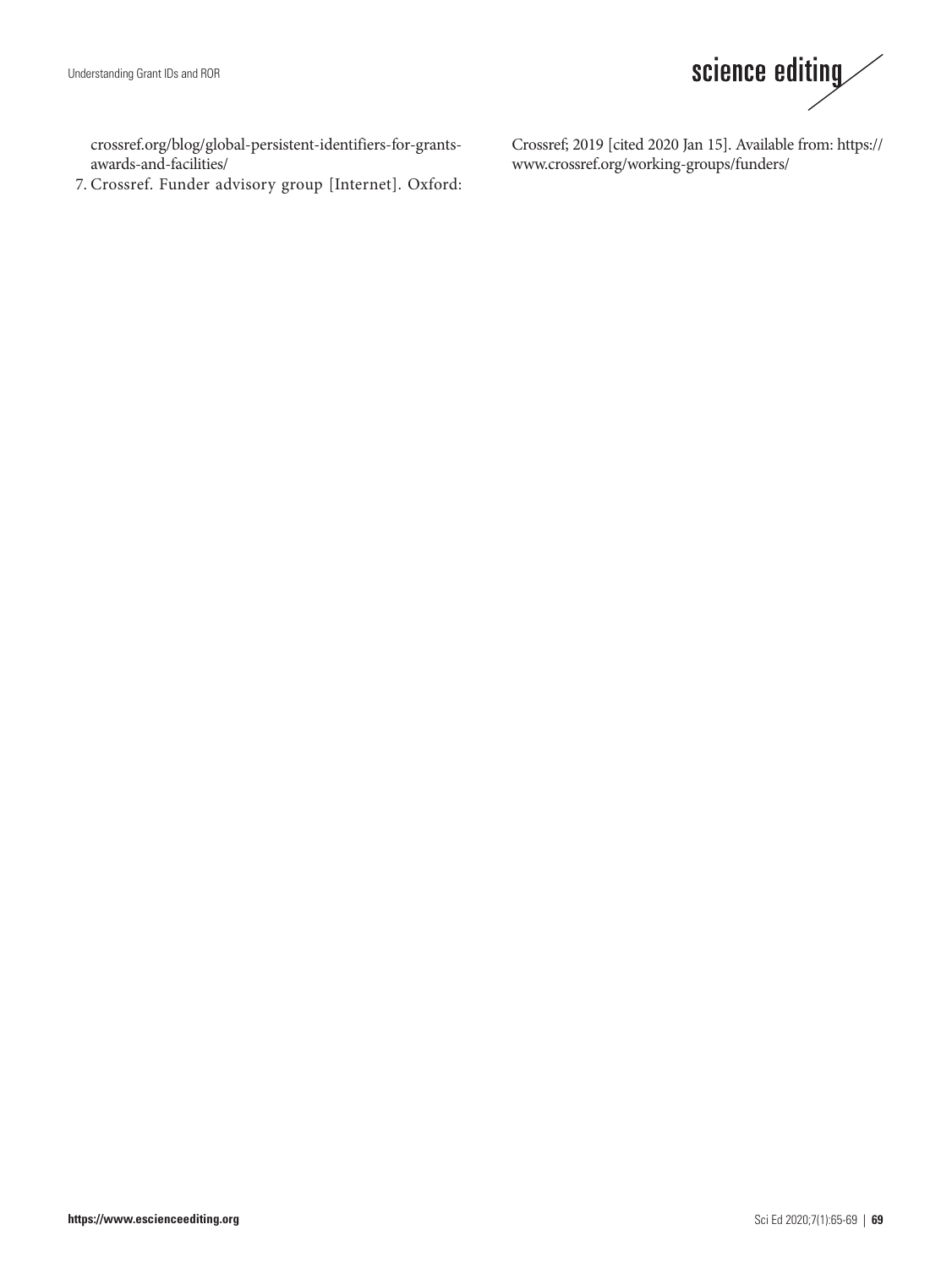crossref.org/blog/global-persistent-identifiers-for-grants-awards-and-facilities/

7. Crossref. Funder advisory group [Internet]. Oxford: Crossref; 2019 [cited 2020 Jan 15]. Available from: https://www.crossref.org/working-groups/funders/